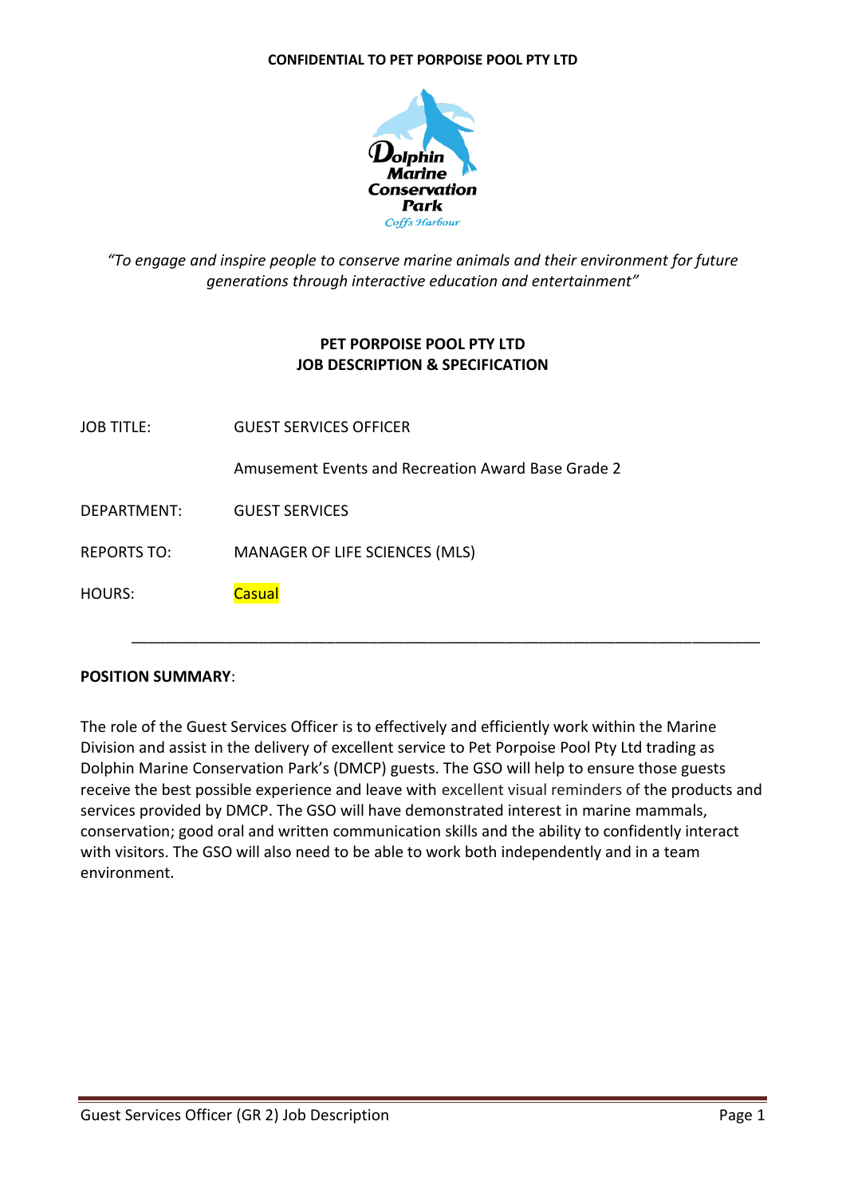**CONFIDENTIAL TO PET PORPOISE POOL PTY LTD**

Dolphin Marine Conservation Park
Coffs Harbour

*"To engage and inspire people to conserve marine animals and their environment for future generations through interactive education and entertainment"*

## PET PORPOISE POOL PTY LTD
## JOB DESCRIPTION & SPECIFICATION

| | |
|---|---|
| JOB TITLE: | GUEST SERVICES OFFICER |
| | Amusement Events and Recreation Award Base Grade 2 |
| DEPARTMENT: | GUEST SERVICES |
| REPORTS TO: | MANAGER OF LIFE SCIENCES (MLS) |
| HOURS: | Casual |

---

**POSITION SUMMARY**:

The role of the Guest Services Officer is to effectively and efficiently work within the Marine Division and assist in the delivery of excellent service to Pet Porpoise Pool Pty Ltd trading as Dolphin Marine Conservation Park's (DMCP) guests. The GSO will help to ensure those guests receive the best possible experience and leave with excellent visual reminders of the products and services provided by DMCP. The GSO will have demonstrated interest in marine mammals, conservation; good oral and written communication skills and the ability to confidently interact with visitors. The GSO will also need to be able to work both independently and in a team environment.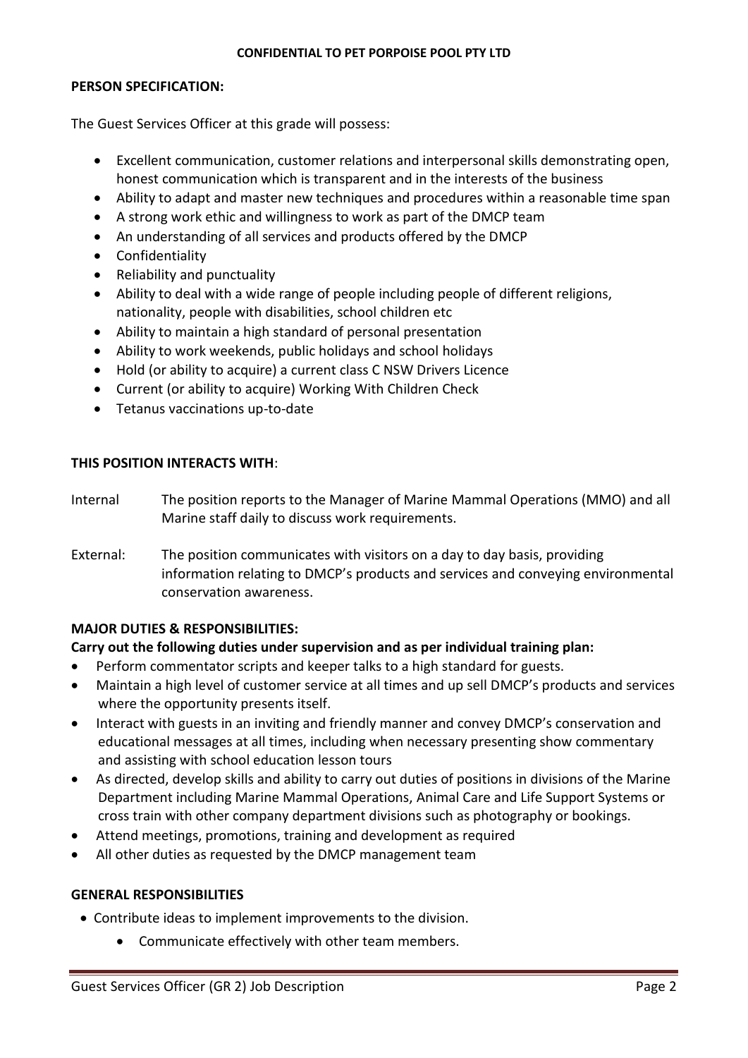**PERSON SPECIFICATION:**

The Guest Services Officer at this grade will possess:

- Excellent communication, customer relations and interpersonal skills demonstrating open, honest communication which is transparent and in the interests of the business
- Ability to adapt and master new techniques and procedures within a reasonable time span
- A strong work ethic and willingness to work as part of the DMCP team
- An understanding of all services and products offered by the DMCP
- Confidentiality
- Reliability and punctuality
- Ability to deal with a wide range of people including people of different religions, nationality, people with disabilities, school children etc
- Ability to maintain a high standard of personal presentation
- Ability to work weekends, public holidays and school holidays
- Hold (or ability to acquire) a current class C NSW Drivers Licence
- Current (or ability to acquire) Working With Children Check
- Tetanus vaccinations up-to-date

**THIS POSITION INTERACTS WITH**:

Internal — The position reports to the Manager of Marine Mammal Operations (MMO) and all Marine staff daily to discuss work requirements.

External: — The position communicates with visitors on a day to day basis, providing information relating to DMCP's products and services and conveying environmental conservation awareness.

**MAJOR DUTIES & RESPONSIBILITIES:**

**Carry out the following duties under supervision and as per individual training plan:**

- Perform commentator scripts and keeper talks to a high standard for guests.
- Maintain a high level of customer service at all times and up sell DMCP's products and services where the opportunity presents itself.
- Interact with guests in an inviting and friendly manner and convey DMCP's conservation and educational messages at all times, including when necessary presenting show commentary and assisting with school education lesson tours
- As directed, develop skills and ability to carry out duties of positions in divisions of the Marine Department including Marine Mammal Operations, Animal Care and Life Support Systems or cross train with other company department divisions such as photography or bookings.
- Attend meetings, promotions, training and development as required
- All other duties as requested by the DMCP management team

**GENERAL RESPONSIBILITIES**

- Contribute ideas to implement improvements to the division.
- Communicate effectively with other team members.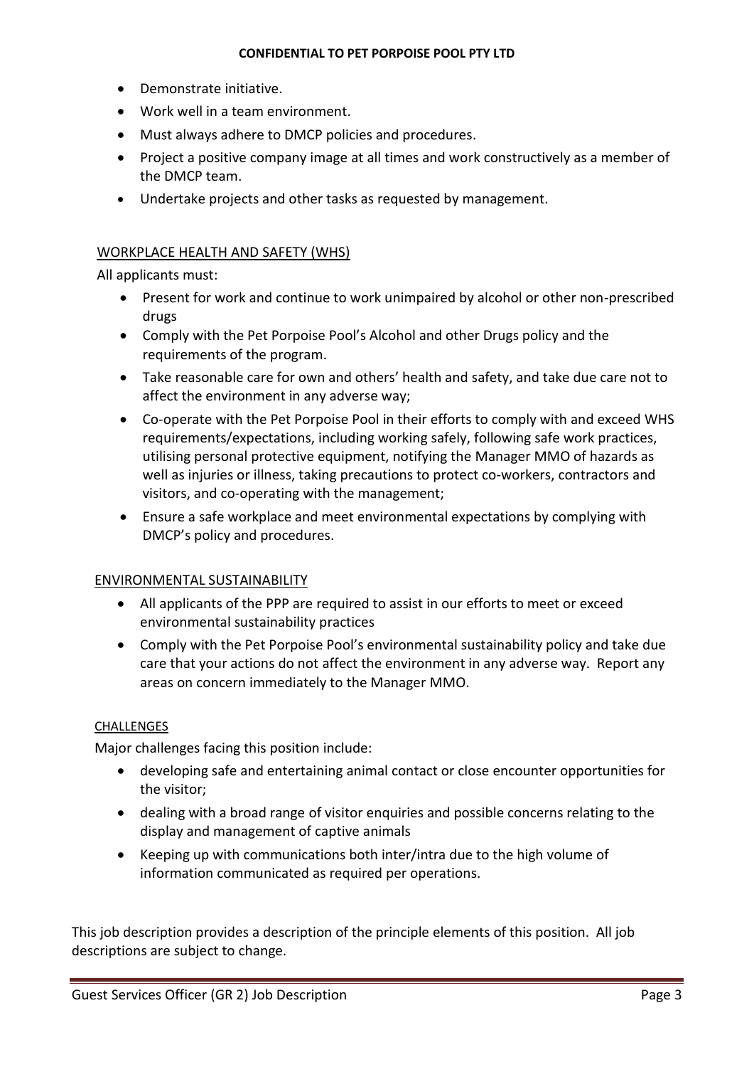- Demonstrate initiative.
- Work well in a team environment.
- Must always adhere to DMCP policies and procedures.
- Project a positive company image at all times and work constructively as a member of the DMCP team.
- Undertake projects and other tasks as requested by management.

## WORKPLACE HEALTH AND SAFETY (WHS)

All applicants must:

- Present for work and continue to work unimpaired by alcohol or other non-prescribed drugs
- Comply with the Pet Porpoise Pool's Alcohol and other Drugs policy and the requirements of the program.
- Take reasonable care for own and others' health and safety, and take due care not to affect the environment in any adverse way;
- Co-operate with the Pet Porpoise Pool in their efforts to comply with and exceed WHS requirements/expectations, including working safely, following safe work practices, utilising personal protective equipment, notifying the Manager MMO of hazards as well as injuries or illness, taking precautions to protect co-workers, contractors and visitors, and co-operating with the management;
- Ensure a safe workplace and meet environmental expectations by complying with DMCP's policy and procedures.

## ENVIRONMENTAL SUSTAINABILITY

- All applicants of the PPP are required to assist in our efforts to meet or exceed environmental sustainability practices
- Comply with the Pet Porpoise Pool's environmental sustainability policy and take due care that your actions do not affect the environment in any adverse way. Report any areas on concern immediately to the Manager MMO.

## CHALLENGES

Major challenges facing this position include:

- developing safe and entertaining animal contact or close encounter opportunities for the visitor;
- dealing with a broad range of visitor enquiries and possible concerns relating to the display and management of captive animals
- Keeping up with communications both inter/intra due to the high volume of information communicated as required per operations.

This job description provides a description of the principle elements of this position. All job descriptions are subject to change.